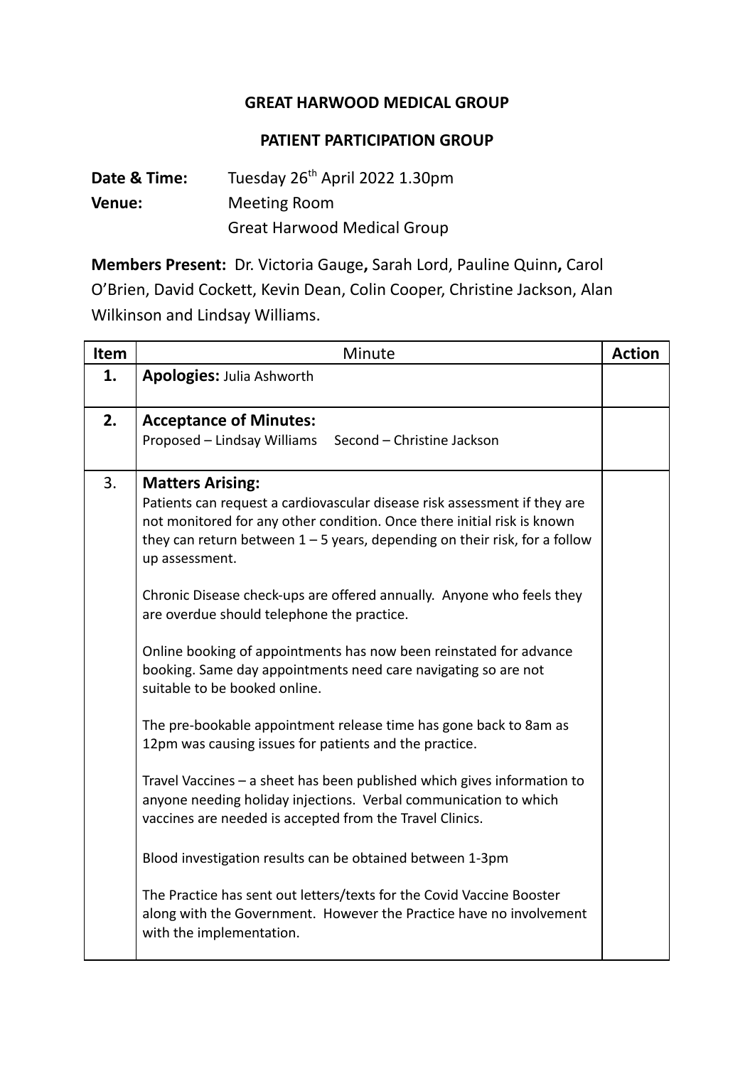**GREAT HARWOOD MEDICAL GROUP**

**PATIENT PARTICIPATION GROUP**

**Date & Time:** Tuesday 26th April 2022 1.30pm

**Venue:** Meeting Room
Great Harwood Medical Group

**Members Present:** Dr. Victoria Gauge**,** Sarah Lord, Pauline Quinn**,** Carol O'Brien, David Cockett, Kevin Dean, Colin Cooper, Christine Jackson, Alan Wilkinson and Lindsay Williams.

| Item | Minute | Action |
|---|---|---|
| **1.** | **Apologies:** Julia Ashworth | |
| **2.** | **Acceptance of Minutes:**<br>Proposed – Lindsay Williams Second – Christine Jackson | |
| 3. | **Matters Arising:**<br>Patients can request a cardiovascular disease risk assessment if they are not monitored for any other condition. Once there initial risk is known they can return between 1 – 5 years, depending on their risk, for a follow up assessment.<br><br>Chronic Disease check-ups are offered annually. Anyone who feels they are overdue should telephone the practice.<br><br>Online booking of appointments has now been reinstated for advance booking. Same day appointments need care navigating so are not suitable to be booked online.<br><br>The pre-bookable appointment release time has gone back to 8am as 12pm was causing issues for patients and the practice.<br><br>Travel Vaccines – a sheet has been published which gives information to anyone needing holiday injections. Verbal communication to which vaccines are needed is accepted from the Travel Clinics.<br><br>Blood investigation results can be obtained between 1-3pm<br><br>The Practice has sent out letters/texts for the Covid Vaccine Booster along with the Government. However the Practice have no involvement with the implementation. | |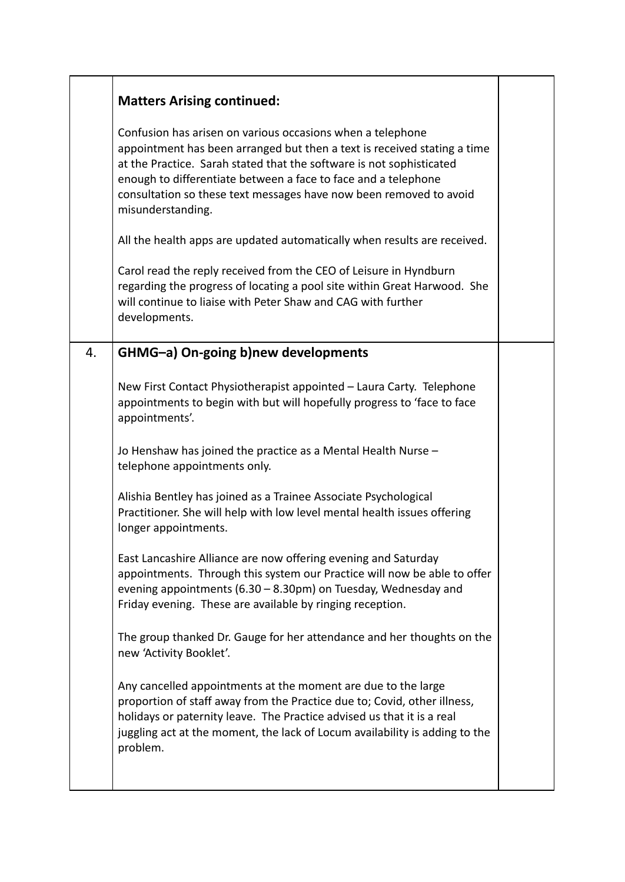| | | |
|---|---|---|
| | **Matters Arising continued:**<br><br>Confusion has arisen on various occasions when a telephone appointment has been arranged but then a text is received stating a time at the Practice. Sarah stated that the software is not sophisticated enough to differentiate between a face to face and a telephone consultation so these text messages have now been removed to avoid misunderstanding.<br><br>All the health apps are updated automatically when results are received.<br><br>Carol read the reply received from the CEO of Leisure in Hyndburn regarding the progress of locating a pool site within Great Harwood. She will continue to liaise with Peter Shaw and CAG with further developments. | |
| 4. | **GHMG–a) On-going b)new developments**<br><br>New First Contact Physiotherapist appointed – Laura Carty. Telephone appointments to begin with but will hopefully progress to 'face to face appointments'.<br><br>Jo Henshaw has joined the practice as a Mental Health Nurse – telephone appointments only.<br><br>Alishia Bentley has joined as a Trainee Associate Psychological Practitioner. She will help with low level mental health issues offering longer appointments.<br><br>East Lancashire Alliance are now offering evening and Saturday appointments. Through this system our Practice will now be able to offer evening appointments (6.30 – 8.30pm) on Tuesday, Wednesday and Friday evening. These are available by ringing reception.<br><br>The group thanked Dr. Gauge for her attendance and her thoughts on the new 'Activity Booklet'.<br><br>Any cancelled appointments at the moment are due to the large proportion of staff away from the Practice due to; Covid, other illness, holidays or paternity leave. The Practice advised us that it is a real juggling act at the moment, the lack of Locum availability is adding to the problem. | |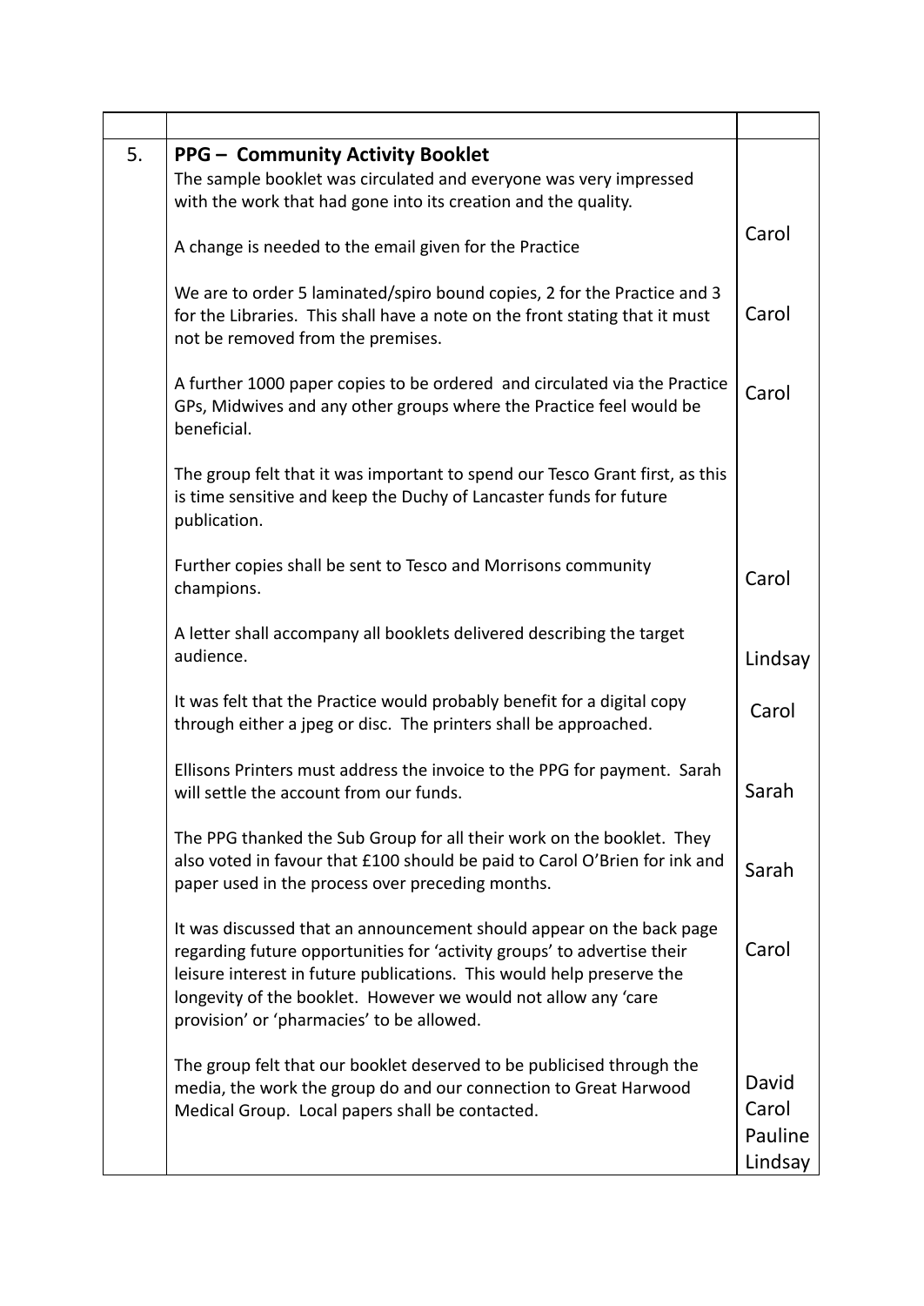| | | |
|---|---|---|
| 5. | **PPG – Community Activity Booklet**<br>The sample booklet was circulated and everyone was very impressed with the work that had gone into its creation and the quality.<br><br>A change is needed to the email given for the Practice | Carol |
| | We are to order 5 laminated/spiro bound copies, 2 for the Practice and 3 for the Libraries. This shall have a note on the front stating that it must not be removed from the premises. | Carol |
| | A further 1000 paper copies to be ordered and circulated via the Practice GPs, Midwives and any other groups where the Practice feel would be beneficial. | Carol |
| | The group felt that it was important to spend our Tesco Grant first, as this is time sensitive and keep the Duchy of Lancaster funds for future publication. | |
| | Further copies shall be sent to Tesco and Morrisons community champions. | Carol |
| | A letter shall accompany all booklets delivered describing the target audience. | Lindsay |
| | It was felt that the Practice would probably benefit for a digital copy through either a jpeg or disc. The printers shall be approached. | Carol |
| | Ellisons Printers must address the invoice to the PPG for payment. Sarah will settle the account from our funds. | Sarah |
| | The PPG thanked the Sub Group for all their work on the booklet. They also voted in favour that £100 should be paid to Carol O'Brien for ink and paper used in the process over preceding months. | Sarah |
| | It was discussed that an announcement should appear on the back page regarding future opportunities for 'activity groups' to advertise their leisure interest in future publications. This would help preserve the longevity of the booklet. However we would not allow any 'care provision' or 'pharmacies' to be allowed. | Carol |
| | The group felt that our booklet deserved to be publicised through the media, the work the group do and our connection to Great Harwood Medical Group. Local papers shall be contacted. | David<br>Carol<br>Pauline<br>Lindsay |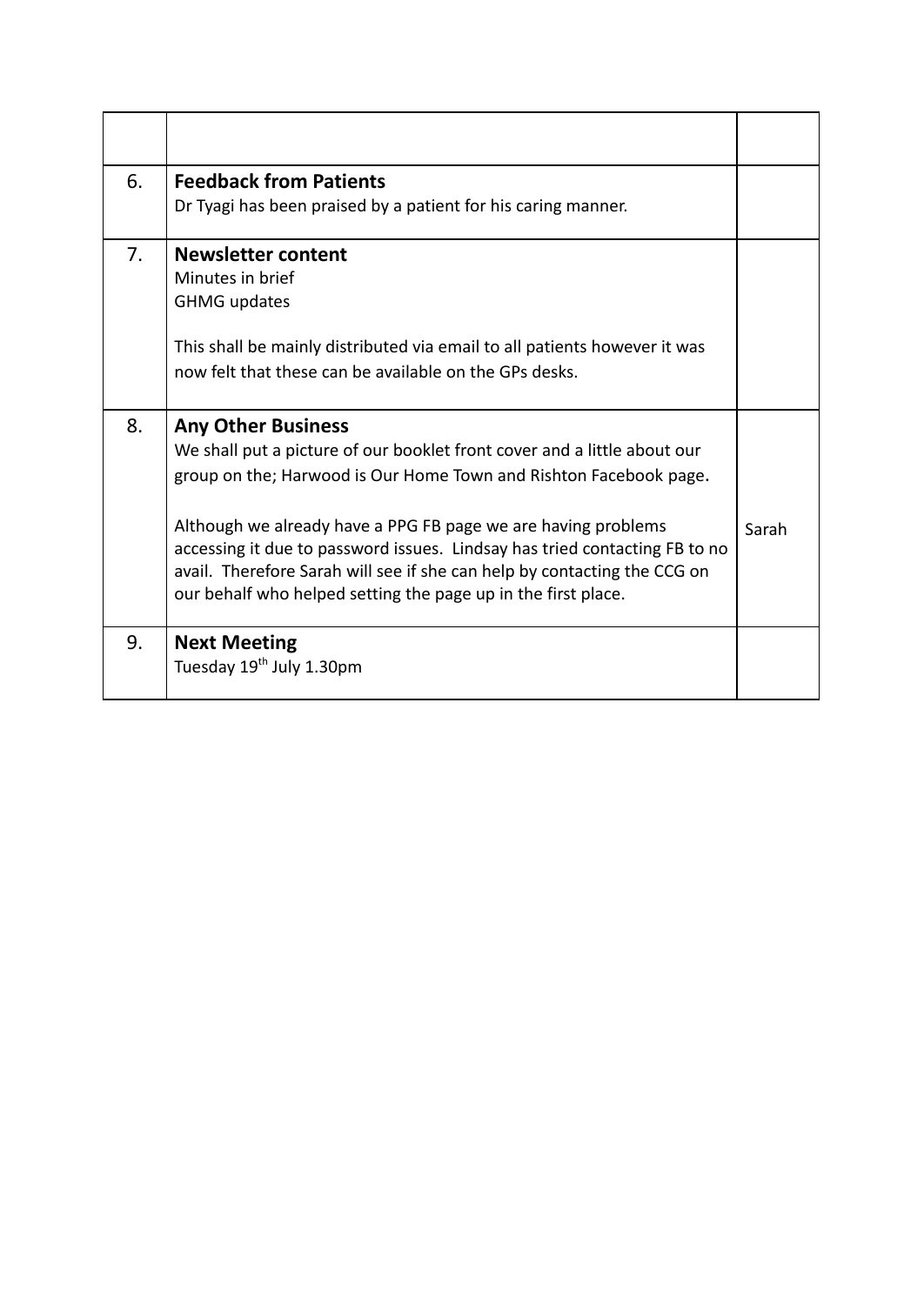| | | |
|---|---|---|
| | | |
| 6. | **Feedback from Patients**<br>Dr Tyagi has been praised by a patient for his caring manner. | |
| 7. | **Newsletter content**<br>Minutes in brief<br>GHMG updates<br><br>This shall be mainly distributed via email to all patients however it was now felt that these can be available on the GPs desks. | |
| 8. | **Any Other Business**<br>We shall put a picture of our booklet front cover and a little about our group on the; Harwood is Our Home Town and Rishton Facebook page.<br><br>Although we already have a PPG FB page we are having problems accessing it due to password issues. Lindsay has tried contacting FB to no avail. Therefore Sarah will see if she can help by contacting the CCG on our behalf who helped setting the page up in the first place. | Sarah |
| 9. | **Next Meeting**<br>Tuesday 19th July 1.30pm | |